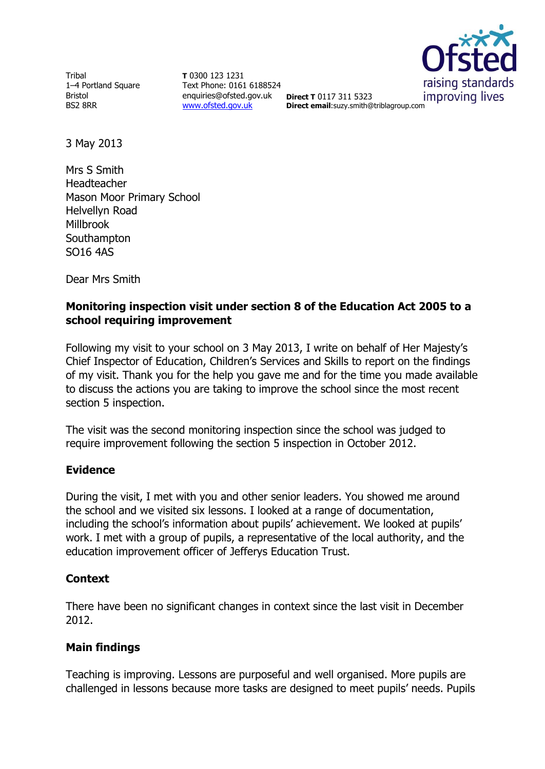Tribal
1–4 Portland Square
Bristol
BS2 8RR

**T** 0300 123 1231
Text Phone: 0161 6188524
enquiries@ofsted.gov.uk
www.ofsted.gov.uk

**Direct T** 0117 311 5323
**Direct email**:suzy.smith@triblagroup.com

3 May 2013

Mrs S Smith
Headteacher
Mason Moor Primary School
Helvellyn Road
Millbrook
Southampton
SO16 4AS

Dear Mrs Smith

**Monitoring inspection visit under section 8 of the Education Act 2005 to a school requiring improvement**

Following my visit to your school on 3 May 2013, I write on behalf of Her Majesty's Chief Inspector of Education, Children's Services and Skills to report on the findings of my visit. Thank you for the help you gave me and for the time you made available to discuss the actions you are taking to improve the school since the most recent section 5 inspection.

The visit was the second monitoring inspection since the school was judged to require improvement following the section 5 inspection in October 2012.

## Evidence

During the visit, I met with you and other senior leaders. You showed me around the school and we visited six lessons. I looked at a range of documentation, including the school's information about pupils' achievement. We looked at pupils' work. I met with a group of pupils, a representative of the local authority, and the education improvement officer of Jefferys Education Trust.

## Context

There have been no significant changes in context since the last visit in December 2012.

## Main findings

Teaching is improving. Lessons are purposeful and well organised. More pupils are challenged in lessons because more tasks are designed to meet pupils' needs. Pupils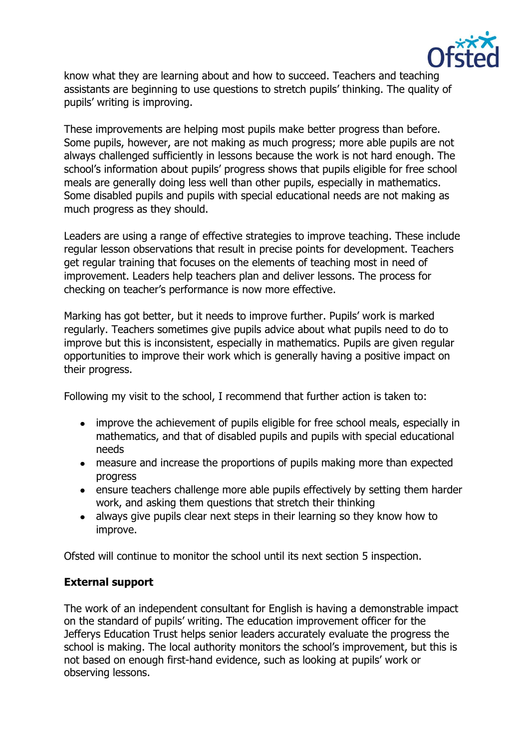know what they are learning about and how to succeed. Teachers and teaching assistants are beginning to use questions to stretch pupils' thinking. The quality of pupils' writing is improving.

These improvements are helping most pupils make better progress than before. Some pupils, however, are not making as much progress; more able pupils are not always challenged sufficiently in lessons because the work is not hard enough. The school's information about pupils' progress shows that pupils eligible for free school meals are generally doing less well than other pupils, especially in mathematics. Some disabled pupils and pupils with special educational needs are not making as much progress as they should.

Leaders are using a range of effective strategies to improve teaching. These include regular lesson observations that result in precise points for development. Teachers get regular training that focuses on the elements of teaching most in need of improvement. Leaders help teachers plan and deliver lessons. The process for checking on teacher's performance is now more effective.

Marking has got better, but it needs to improve further. Pupils' work is marked regularly. Teachers sometimes give pupils advice about what pupils need to do to improve but this is inconsistent, especially in mathematics. Pupils are given regular opportunities to improve their work which is generally having a positive impact on their progress.

Following my visit to the school, I recommend that further action is taken to:

- improve the achievement of pupils eligible for free school meals, especially in mathematics, and that of disabled pupils and pupils with special educational needs
- measure and increase the proportions of pupils making more than expected progress
- ensure teachers challenge more able pupils effectively by setting them harder work, and asking them questions that stretch their thinking
- always give pupils clear next steps in their learning so they know how to improve.

Ofsted will continue to monitor the school until its next section 5 inspection.

**External support**

The work of an independent consultant for English is having a demonstrable impact on the standard of pupils' writing. The education improvement officer for the Jefferys Education Trust helps senior leaders accurately evaluate the progress the school is making. The local authority monitors the school's improvement, but this is not based on enough first-hand evidence, such as looking at pupils' work or observing lessons.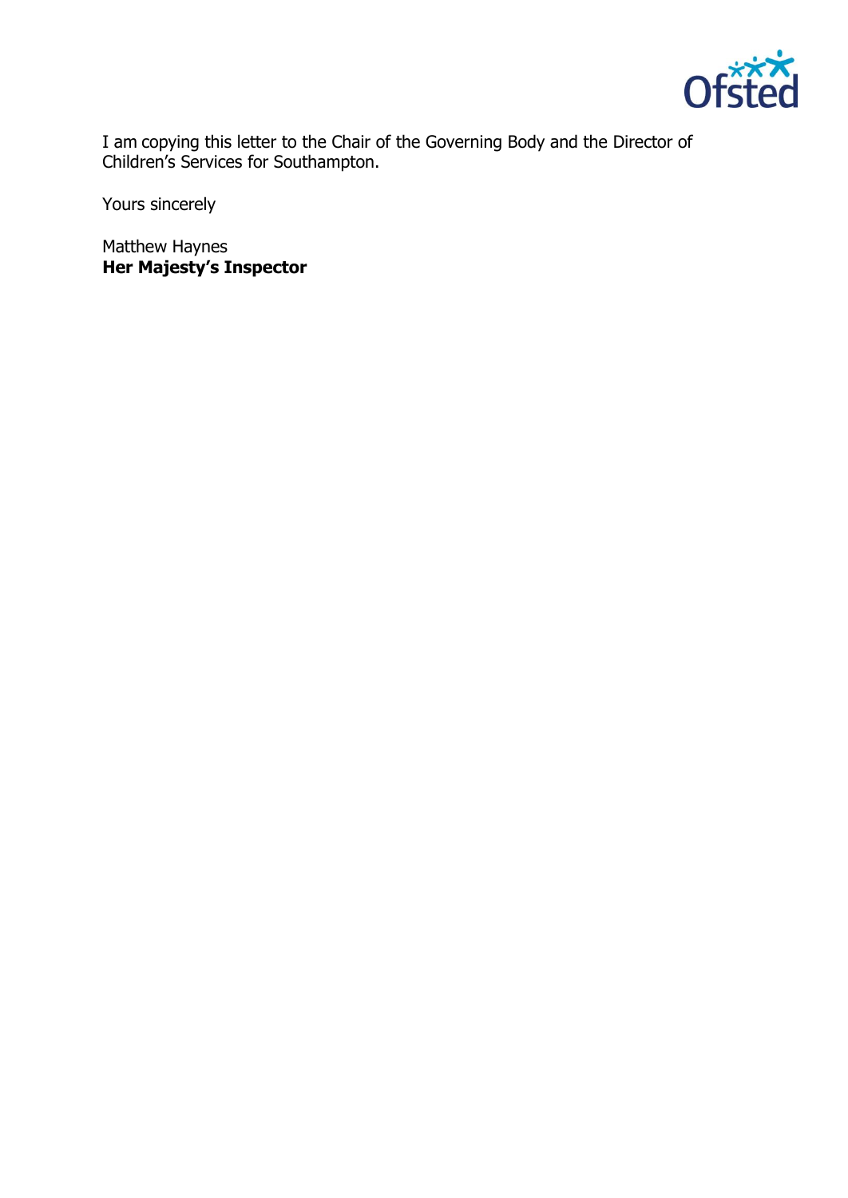I am copying this letter to the Chair of the Governing Body and the Director of Children's Services for Southampton.

Yours sincerely

Matthew Haynes
**Her Majesty's Inspector**